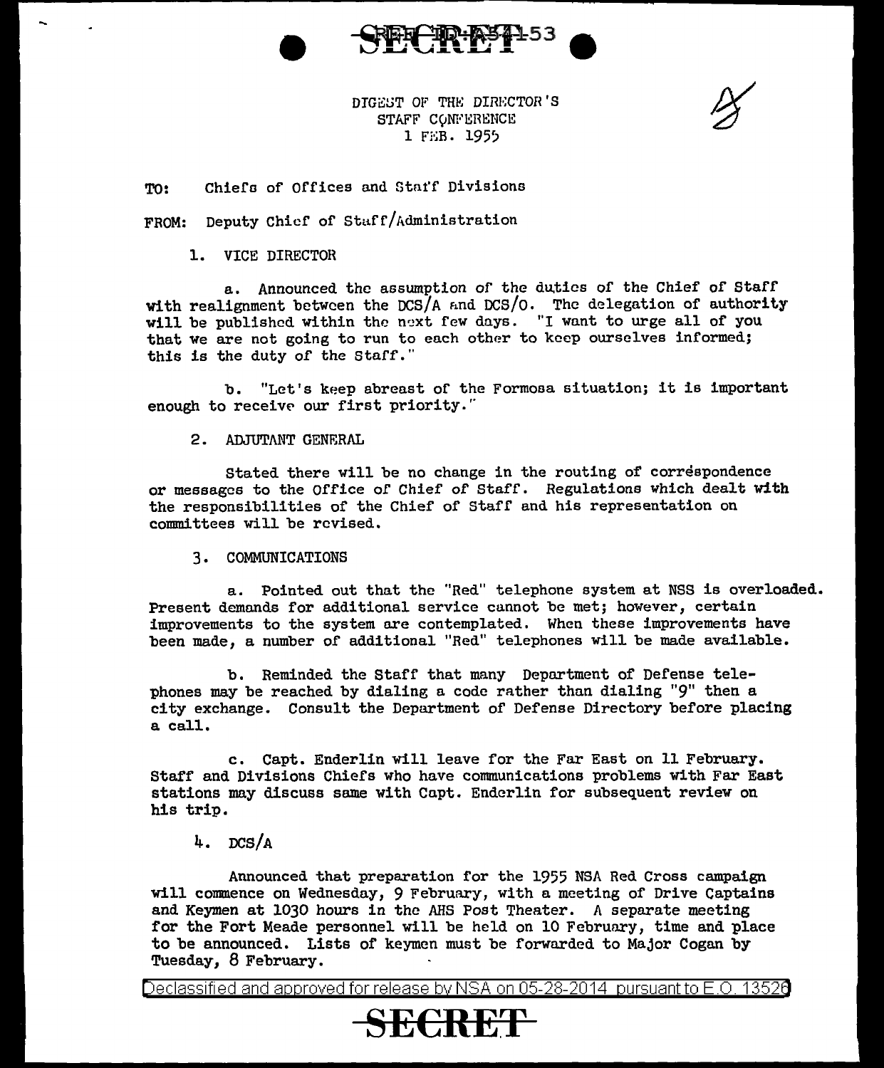SECRET

DIGEST OF THE DIRECTOR'S
STAFF CONFERENCE
1 FEB. 1955

TO: Chiefs of Offices and Staff Divisions

FROM: Deputy Chief of Staff/Administration

1. VICE DIRECTOR

a. Announced the assumption of the duties of the Chief of Staff with realignment between the DCS/A and DCS/O. The delegation of authority will be published within the next few days. "I want to urge all of you that we are not going to run to each other to keep ourselves informed; this is the duty of the Staff."

b. "Let's keep abreast of the Formosa situation; it is important enough to receive our first priority."

2. ADJUTANT GENERAL

Stated there will be no change in the routing of correspondence or messages to the Office of Chief of Staff. Regulations which dealt with the responsibilities of the Chief of Staff and his representation on committees will be revised.

3. COMMUNICATIONS

a. Pointed out that the "Red" telephone system at NSS is overloaded. Present demands for additional service cannot be met; however, certain improvements to the system are contemplated. When these improvements have been made, a number of additional "Red" telephones will be made available.

b. Reminded the Staff that many Department of Defense telephones may be reached by dialing a code rather than dialing "9" then a city exchange. Consult the Department of Defense Directory before placing a call.

c. Capt. Enderlin will leave for the Far East on 11 February. Staff and Divisions Chiefs who have communications problems with Far East stations may discuss same with Capt. Enderlin for subsequent review on his trip.

4. DCS/A

Announced that preparation for the 1955 NSA Red Cross campaign will commence on Wednesday, 9 February, with a meeting of Drive Captains and Keymen at 1030 hours in the AHS Post Theater. A separate meeting for the Fort Meade personnel will be held on 10 February, time and place to be announced. Lists of keymen must be forwarded to Major Cogan by Tuesday, 8 February.

Declassified and approved for release by NSA on 05-28-2014 pursuant to E.O. 13526

SECRET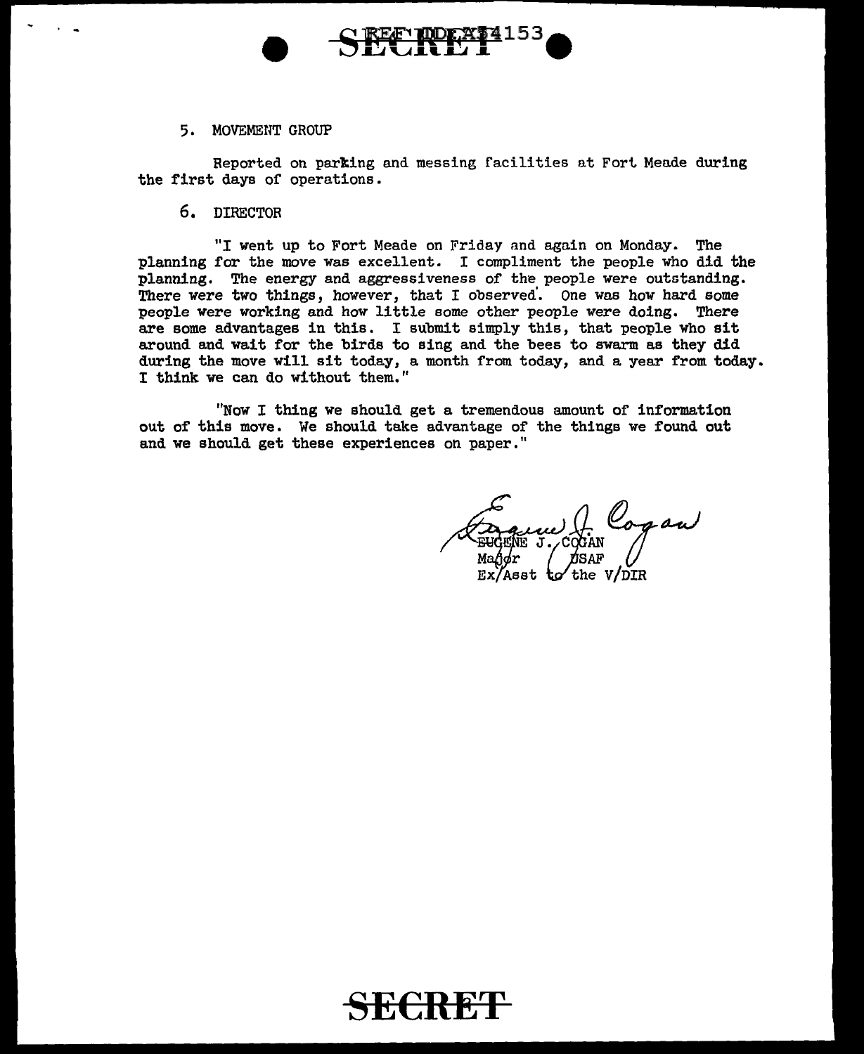5. MOVEMENT GROUP

Reported on parking and messing facilities at Fort Meade during the first days of operations.

6. DIRECTOR

"I went up to Fort Meade on Friday and again on Monday. The planning for the move was excellent. I compliment the people who did the planning. The energy and aggressiveness of the people were outstanding. There were two things, however, that I observed. One was how hard some people were working and how little some other people were doing. There are some advantages in this. I submit simply this, that people who sit around and wait for the birds to sing and the bees to swarm as they did during the move will sit today, a month from today, and a year from today. I think we can do without them."

"Now I thing we should get a tremendous amount of information out of this move. We should take advantage of the things we found out and we should get these experiences on paper."

EUGENE J. COGAN
Major USAF
Ex/Asst to the V/DIR